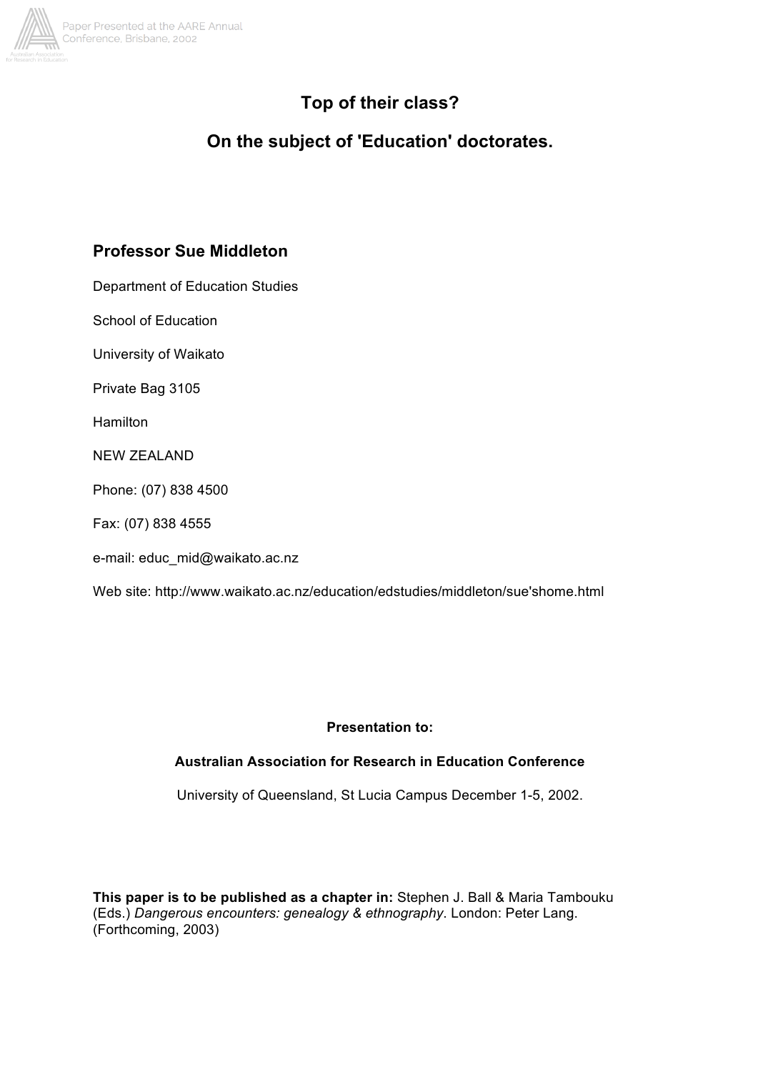# Top of their class?

# On the subject of 'Education' doctorates.

## Professor Sue Middleton

Department of Education Studies

School of Education

University of Waikato

Private Bag 3105

Hamilton

NEW ZEALAND

Phone: (07) 838 4500

Fax: (07) 838 4555

e-mail: educ_mid@waikato.ac.nz

Web site: http://www.waikato.ac.nz/education/edstudies/middleton/sue'shome.html

**Presentation to:**

**Australian Association for Research in Education Conference**

University of Queensland, St Lucia Campus December 1-5, 2002.

**This paper is to be published as a chapter in:** Stephen J. Ball & Maria Tambouku (Eds.) *Dangerous encounters: genealogy & ethnography*. London: Peter Lang. (Forthcoming, 2003)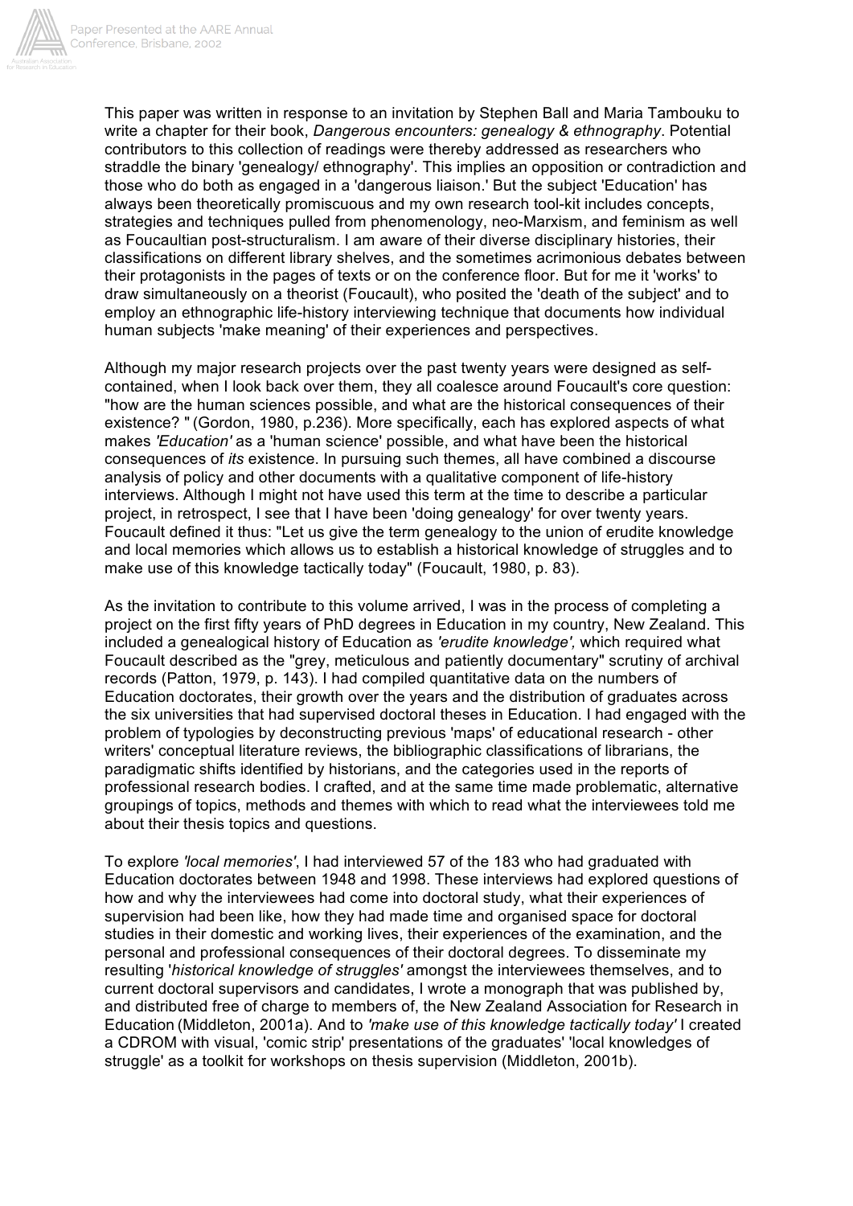This paper was written in response to an invitation by Stephen Ball and Maria Tambouku to write a chapter for their book, *Dangerous encounters: genealogy & ethnography*. Potential contributors to this collection of readings were thereby addressed as researchers who straddle the binary 'genealogy/ ethnography'. This implies an opposition or contradiction and those who do both as engaged in a 'dangerous liaison.' But the subject 'Education' has always been theoretically promiscuous and my own research tool-kit includes concepts, strategies and techniques pulled from phenomenology, neo-Marxism, and feminism as well as Foucaultian post-structuralism. I am aware of their diverse disciplinary histories, their classifications on different library shelves, and the sometimes acrimonious debates between their protagonists in the pages of texts or on the conference floor. But for me it 'works' to draw simultaneously on a theorist (Foucault), who posited the 'death of the subject' and to employ an ethnographic life-history interviewing technique that documents how individual human subjects 'make meaning' of their experiences and perspectives.

Although my major research projects over the past twenty years were designed as self-contained, when I look back over them, they all coalesce around Foucault's core question: "how are the human sciences possible, and what are the historical consequences of their existence? " (Gordon, 1980, p.236). More specifically, each has explored aspects of what makes *'Education'* as a 'human science' possible, and what have been the historical consequences of *its* existence. In pursuing such themes, all have combined a discourse analysis of policy and other documents with a qualitative component of life-history interviews. Although I might not have used this term at the time to describe a particular project, in retrospect, I see that I have been 'doing genealogy' for over twenty years. Foucault defined it thus: "Let us give the term genealogy to the union of erudite knowledge and local memories which allows us to establish a historical knowledge of struggles and to make use of this knowledge tactically today" (Foucault, 1980, p. 83).

As the invitation to contribute to this volume arrived, I was in the process of completing a project on the first fifty years of PhD degrees in Education in my country, New Zealand. This included a genealogical history of Education as *'erudite knowledge',* which required what Foucault described as the "grey, meticulous and patiently documentary" scrutiny of archival records (Patton, 1979, p. 143). I had compiled quantitative data on the numbers of Education doctorates, their growth over the years and the distribution of graduates across the six universities that had supervised doctoral theses in Education. I had engaged with the problem of typologies by deconstructing previous 'maps' of educational research - other writers' conceptual literature reviews, the bibliographic classifications of librarians, the paradigmatic shifts identified by historians, and the categories used in the reports of professional research bodies. I crafted, and at the same time made problematic, alternative groupings of topics, methods and themes with which to read what the interviewees told me about their thesis topics and questions.

To explore *'local memories'*, I had interviewed 57 of the 183 who had graduated with Education doctorates between 1948 and 1998. These interviews had explored questions of how and why the interviewees had come into doctoral study, what their experiences of supervision had been like, how they had made time and organised space for doctoral studies in their domestic and working lives, their experiences of the examination, and the personal and professional consequences of their doctoral degrees. To disseminate my resulting '*historical knowledge of struggles'* amongst the interviewees themselves, and to current doctoral supervisors and candidates, I wrote a monograph that was published by, and distributed free of charge to members of, the New Zealand Association for Research in Education (Middleton, 2001a). And to *'make use of this knowledge tactically today'* I created a CDROM with visual, 'comic strip' presentations of the graduates' 'local knowledges of struggle' as a toolkit for workshops on thesis supervision (Middleton, 2001b).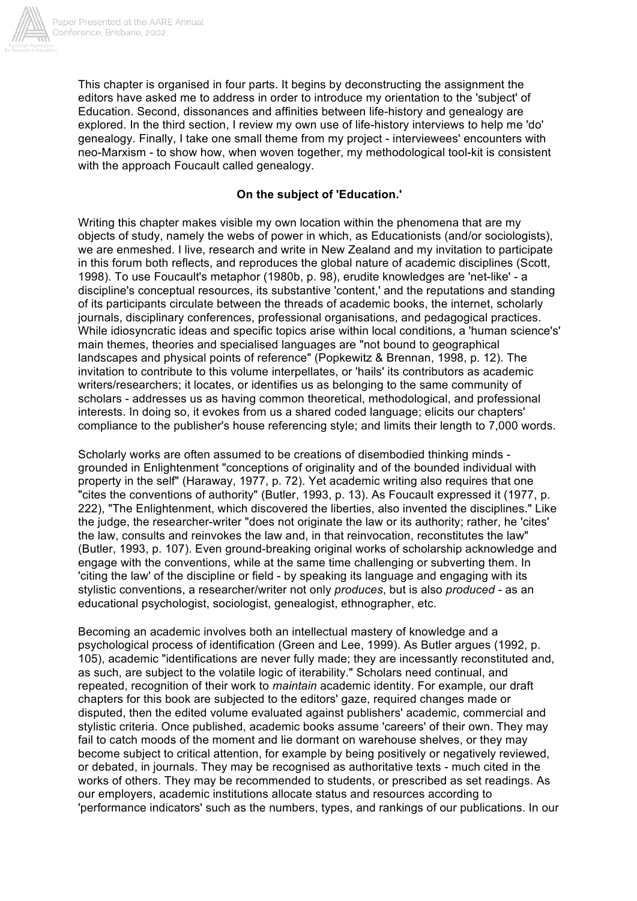This chapter is organised in four parts. It begins by deconstructing the assignment the editors have asked me to address in order to introduce my orientation to the 'subject' of Education. Second, dissonances and affinities between life-history and genealogy are explored. In the third section, I review my own use of life-history interviews to help me 'do' genealogy. Finally, I take one small theme from my project - interviewees' encounters with neo-Marxism - to show how, when woven together, my methodological tool-kit is consistent with the approach Foucault called genealogy.

**On the subject of 'Education.'**

Writing this chapter makes visible my own location within the phenomena that are my objects of study, namely the webs of power in which, as Educationists (and/or sociologists), we are enmeshed. I live, research and write in New Zealand and my invitation to participate in this forum both reflects, and reproduces the global nature of academic disciplines (Scott, 1998). To use Foucault's metaphor (1980b, p. 98), erudite knowledges are 'net-like' - a discipline's conceptual resources, its substantive 'content,' and the reputations and standing of its participants circulate between the threads of academic books, the internet, scholarly journals, disciplinary conferences, professional organisations, and pedagogical practices. While idiosyncratic ideas and specific topics arise within local conditions, a 'human science's' main themes, theories and specialised languages are "not bound to geographical landscapes and physical points of reference" (Popkewitz & Brennan, 1998, p. 12). The invitation to contribute to this volume interpellates, or 'hails' its contributors as academic writers/researchers; it locates, or identifies us as belonging to the same community of scholars - addresses us as having common theoretical, methodological, and professional interests. In doing so, it evokes from us a shared coded language; elicits our chapters' compliance to the publisher's house referencing style; and limits their length to 7,000 words.

Scholarly works are often assumed to be creations of disembodied thinking minds - grounded in Enlightenment "conceptions of originality and of the bounded individual with property in the self" (Haraway, 1977, p. 72). Yet academic writing also requires that one "cites the conventions of authority" (Butler, 1993, p. 13). As Foucault expressed it (1977, p. 222), "The Enlightenment, which discovered the liberties, also invented the disciplines." Like the judge, the researcher-writer "does not originate the law or its authority; rather, he 'cites' the law, consults and reinvokes the law and, in that reinvocation, reconstitutes the law" (Butler, 1993, p. 107). Even ground-breaking original works of scholarship acknowledge and engage with the conventions, while at the same time challenging or subverting them. In 'citing the law' of the discipline or field - by speaking its language and engaging with its stylistic conventions, a researcher/writer not only *produces*, but is also *produced* - as an educational psychologist, sociologist, genealogist, ethnographer, etc.

Becoming an academic involves both an intellectual mastery of knowledge and a psychological process of identification (Green and Lee, 1999). As Butler argues (1992, p. 105), academic "identifications are never fully made; they are incessantly reconstituted and, as such, are subject to the volatile logic of iterability." Scholars need continual, and repeated, recognition of their work to *maintain* academic identity. For example, our draft chapters for this book are subjected to the editors' gaze, required changes made or disputed, then the edited volume evaluated against publishers' academic, commercial and stylistic criteria. Once published, academic books assume 'careers' of their own. They may fail to catch moods of the moment and lie dormant on warehouse shelves, or they may become subject to critical attention, for example by being positively or negatively reviewed, or debated, in journals. They may be recognised as authoritative texts - much cited in the works of others. They may be recommended to students, or prescribed as set readings. As our employers, academic institutions allocate status and resources according to 'performance indicators' such as the numbers, types, and rankings of our publications. In our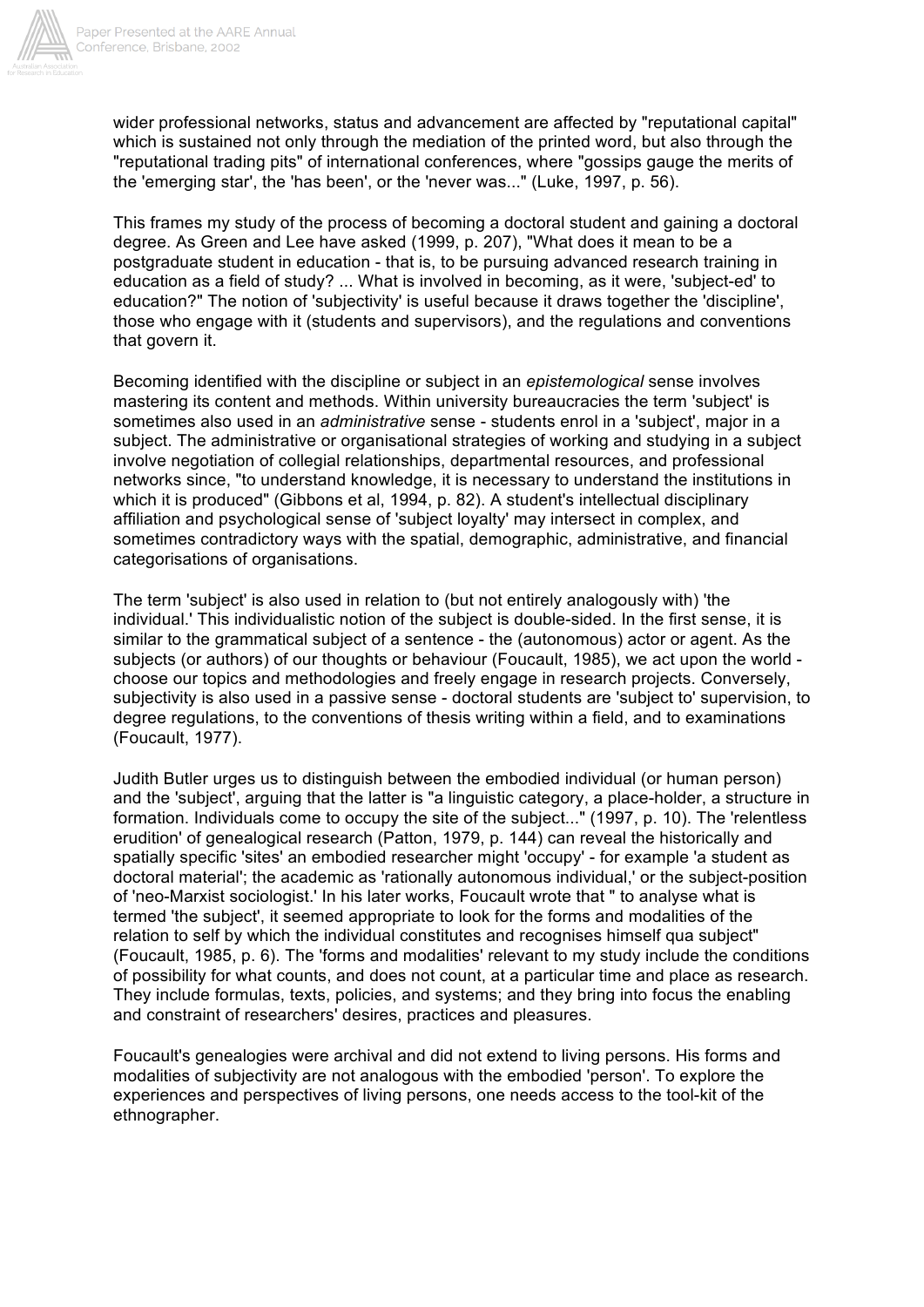wider professional networks, status and advancement are affected by "reputational capital" which is sustained not only through the mediation of the printed word, but also through the "reputational trading pits" of international conferences, where "gossips gauge the merits of the 'emerging star', the 'has been', or the 'never was..." (Luke, 1997, p. 56).

This frames my study of the process of becoming a doctoral student and gaining a doctoral degree. As Green and Lee have asked (1999, p. 207), "What does it mean to be a postgraduate student in education - that is, to be pursuing advanced research training in education as a field of study? ... What is involved in becoming, as it were, 'subject-ed' to education?" The notion of 'subjectivity' is useful because it draws together the 'discipline', those who engage with it (students and supervisors), and the regulations and conventions that govern it.

Becoming identified with the discipline or subject in an *epistemological* sense involves mastering its content and methods. Within university bureaucracies the term 'subject' is sometimes also used in an *administrative* sense - students enrol in a 'subject', major in a subject. The administrative or organisational strategies of working and studying in a subject involve negotiation of collegial relationships, departmental resources, and professional networks since, "to understand knowledge, it is necessary to understand the institutions in which it is produced" (Gibbons et al, 1994, p. 82). A student's intellectual disciplinary affiliation and psychological sense of 'subject loyalty' may intersect in complex, and sometimes contradictory ways with the spatial, demographic, administrative, and financial categorisations of organisations.

The term 'subject' is also used in relation to (but not entirely analogously with) 'the individual.' This individualistic notion of the subject is double-sided. In the first sense, it is similar to the grammatical subject of a sentence - the (autonomous) actor or agent. As the subjects (or authors) of our thoughts or behaviour (Foucault, 1985), we act upon the world - choose our topics and methodologies and freely engage in research projects. Conversely, subjectivity is also used in a passive sense - doctoral students are 'subject to' supervision, to degree regulations, to the conventions of thesis writing within a field, and to examinations (Foucault, 1977).

Judith Butler urges us to distinguish between the embodied individual (or human person) and the 'subject', arguing that the latter is "a linguistic category, a place-holder, a structure in formation. Individuals come to occupy the site of the subject..." (1997, p. 10). The 'relentless erudition' of genealogical research (Patton, 1979, p. 144) can reveal the historically and spatially specific 'sites' an embodied researcher might 'occupy' - for example 'a student as doctoral material'; the academic as 'rationally autonomous individual,' or the subject-position of 'neo-Marxist sociologist.' In his later works, Foucault wrote that " to analyse what is termed 'the subject', it seemed appropriate to look for the forms and modalities of the relation to self by which the individual constitutes and recognises himself qua subject" (Foucault, 1985, p. 6). The 'forms and modalities' relevant to my study include the conditions of possibility for what counts, and does not count, at a particular time and place as research. They include formulas, texts, policies, and systems; and they bring into focus the enabling and constraint of researchers' desires, practices and pleasures.

Foucault's genealogies were archival and did not extend to living persons. His forms and modalities of subjectivity are not analogous with the embodied 'person'. To explore the experiences and perspectives of living persons, one needs access to the tool-kit of the ethnographer.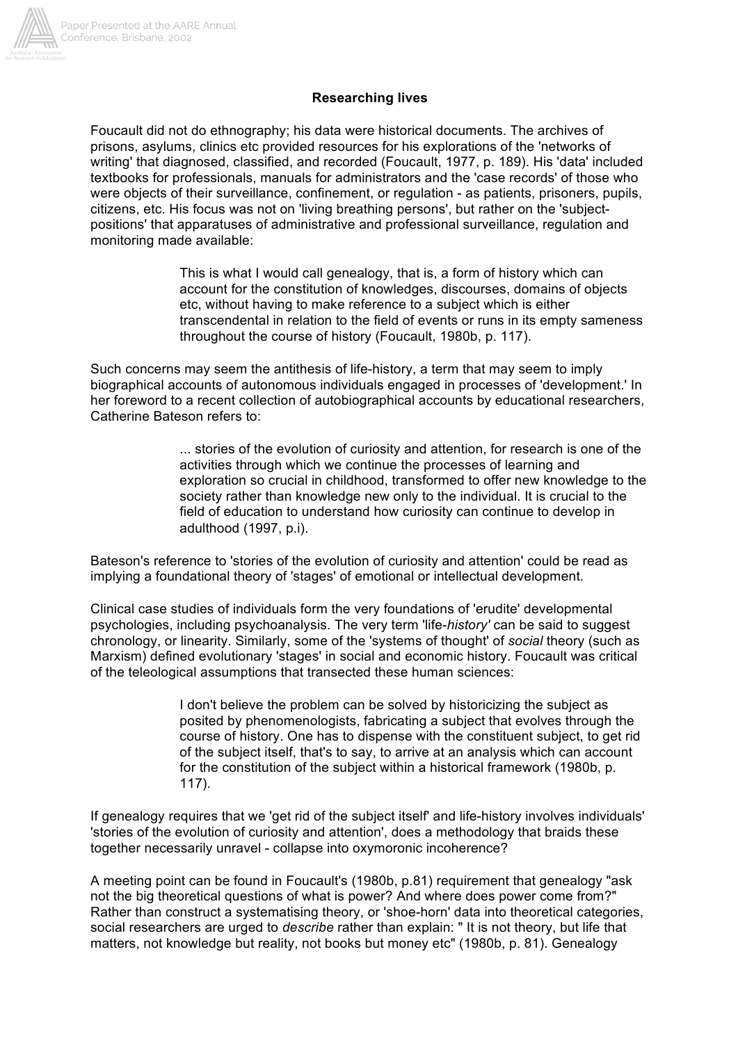**Researching lives**

Foucault did not do ethnography; his data were historical documents. The archives of prisons, asylums, clinics etc provided resources for his explorations of the 'networks of writing' that diagnosed, classified, and recorded (Foucault, 1977, p. 189). His 'data' included textbooks for professionals, manuals for administrators and the 'case records' of those who were objects of their surveillance, confinement, or regulation - as patients, prisoners, pupils, citizens, etc. His focus was not on 'living breathing persons', but rather on the 'subject-positions' that apparatuses of administrative and professional surveillance, regulation and monitoring made available:

> This is what I would call genealogy, that is, a form of history which can account for the constitution of knowledges, discourses, domains of objects etc, without having to make reference to a subject which is either transcendental in relation to the field of events or runs in its empty sameness throughout the course of history (Foucault, 1980b, p. 117).

Such concerns may seem the antithesis of life-history, a term that may seem to imply biographical accounts of autonomous individuals engaged in processes of 'development.' In her foreword to a recent collection of autobiographical accounts by educational researchers, Catherine Bateson refers to:

> ... stories of the evolution of curiosity and attention, for research is one of the activities through which we continue the processes of learning and exploration so crucial in childhood, transformed to offer new knowledge to the society rather than knowledge new only to the individual. It is crucial to the field of education to understand how curiosity can continue to develop in adulthood (1997, p.i).

Bateson's reference to 'stories of the evolution of curiosity and attention' could be read as implying a foundational theory of 'stages' of emotional or intellectual development.

Clinical case studies of individuals form the very foundations of 'erudite' developmental psychologies, including psychoanalysis. The very term 'life-*history'* can be said to suggest chronology, or linearity. Similarly, some of the 'systems of thought' of *social* theory (such as Marxism) defined evolutionary 'stages' in social and economic history. Foucault was critical of the teleological assumptions that transected these human sciences:

> I don't believe the problem can be solved by historicizing the subject as posited by phenomenologists, fabricating a subject that evolves through the course of history. One has to dispense with the constituent subject, to get rid of the subject itself, that's to say, to arrive at an analysis which can account for the constitution of the subject within a historical framework (1980b, p. 117).

If genealogy requires that we 'get rid of the subject itself' and life-history involves individuals' 'stories of the evolution of curiosity and attention', does a methodology that braids these together necessarily unravel - collapse into oxymoronic incoherence?

A meeting point can be found in Foucault's (1980b, p.81) requirement that genealogy "ask not the big theoretical questions of what is power? And where does power come from?" Rather than construct a systematising theory, or 'shoe-horn' data into theoretical categories, social researchers are urged to *describe* rather than explain: " It is not theory, but life that matters, not knowledge but reality, not books but money etc" (1980b, p. 81). Genealogy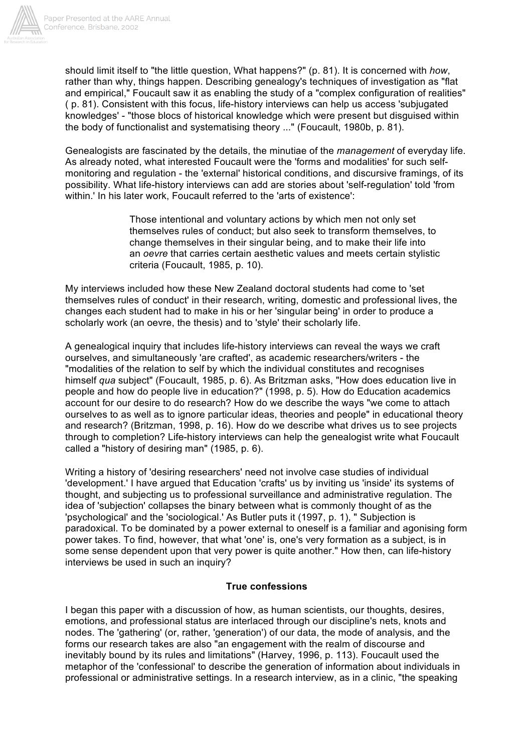should limit itself to "the little question, What happens?" (p. 81). It is concerned with *how*, rather than why, things happen. Describing genealogy's techniques of investigation as "flat and empirical," Foucault saw it as enabling the study of a "complex configuration of realities" ( p. 81). Consistent with this focus, life-history interviews can help us access 'subjugated knowledges' - "those blocs of historical knowledge which were present but disguised within the body of functionalist and systematising theory ..." (Foucault, 1980b, p. 81).

Genealogists are fascinated by the details, the minutiae of the *management* of everyday life. As already noted, what interested Foucault were the 'forms and modalities' for such self-monitoring and regulation - the 'external' historical conditions, and discursive framings, of its possibility. What life-history interviews can add are stories about 'self-regulation' told 'from within.' In his later work, Foucault referred to the 'arts of existence':

> Those intentional and voluntary actions by which men not only set themselves rules of conduct; but also seek to transform themselves, to change themselves in their singular being, and to make their life into an *oevre* that carries certain aesthetic values and meets certain stylistic criteria (Foucault, 1985, p. 10).

My interviews included how these New Zealand doctoral students had come to 'set themselves rules of conduct' in their research, writing, domestic and professional lives, the changes each student had to make in his or her 'singular being' in order to produce a scholarly work (an oevre, the thesis) and to 'style' their scholarly life.

A genealogical inquiry that includes life-history interviews can reveal the ways we craft ourselves, and simultaneously 'are crafted', as academic researchers/writers - the "modalities of the relation to self by which the individual constitutes and recognises himself *qua* subject" (Foucault, 1985, p. 6). As Britzman asks, "How does education live in people and how do people live in education?" (1998, p. 5). How do Education academics account for our desire to do research? How do we describe the ways "we come to attach ourselves to as well as to ignore particular ideas, theories and people" in educational theory and research? (Britzman, 1998, p. 16). How do we describe what drives us to see projects through to completion? Life-history interviews can help the genealogist write what Foucault called a "history of desiring man" (1985, p. 6).

Writing a history of 'desiring researchers' need not involve case studies of individual 'development.' I have argued that Education 'crafts' us by inviting us 'inside' its systems of thought, and subjecting us to professional surveillance and administrative regulation. The idea of 'subjection' collapses the binary between what is commonly thought of as the 'psychological' and the 'sociological.' As Butler puts it (1997, p. 1), " Subjection is paradoxical. To be dominated by a power external to oneself is a familiar and agonising form power takes. To find, however, that what 'one' is, one's very formation as a subject, is in some sense dependent upon that very power is quite another." How then, can life-history interviews be used in such an inquiry?

**True confessions**

I began this paper with a discussion of how, as human scientists, our thoughts, desires, emotions, and professional status are interlaced through our discipline's nets, knots and nodes. The 'gathering' (or, rather, 'generation') of our data, the mode of analysis, and the forms our research takes are also "an engagement with the realm of discourse and inevitably bound by its rules and limitations" (Harvey, 1996, p. 113). Foucault used the metaphor of the 'confessional' to describe the generation of information about individuals in professional or administrative settings. In a research interview, as in a clinic, "the speaking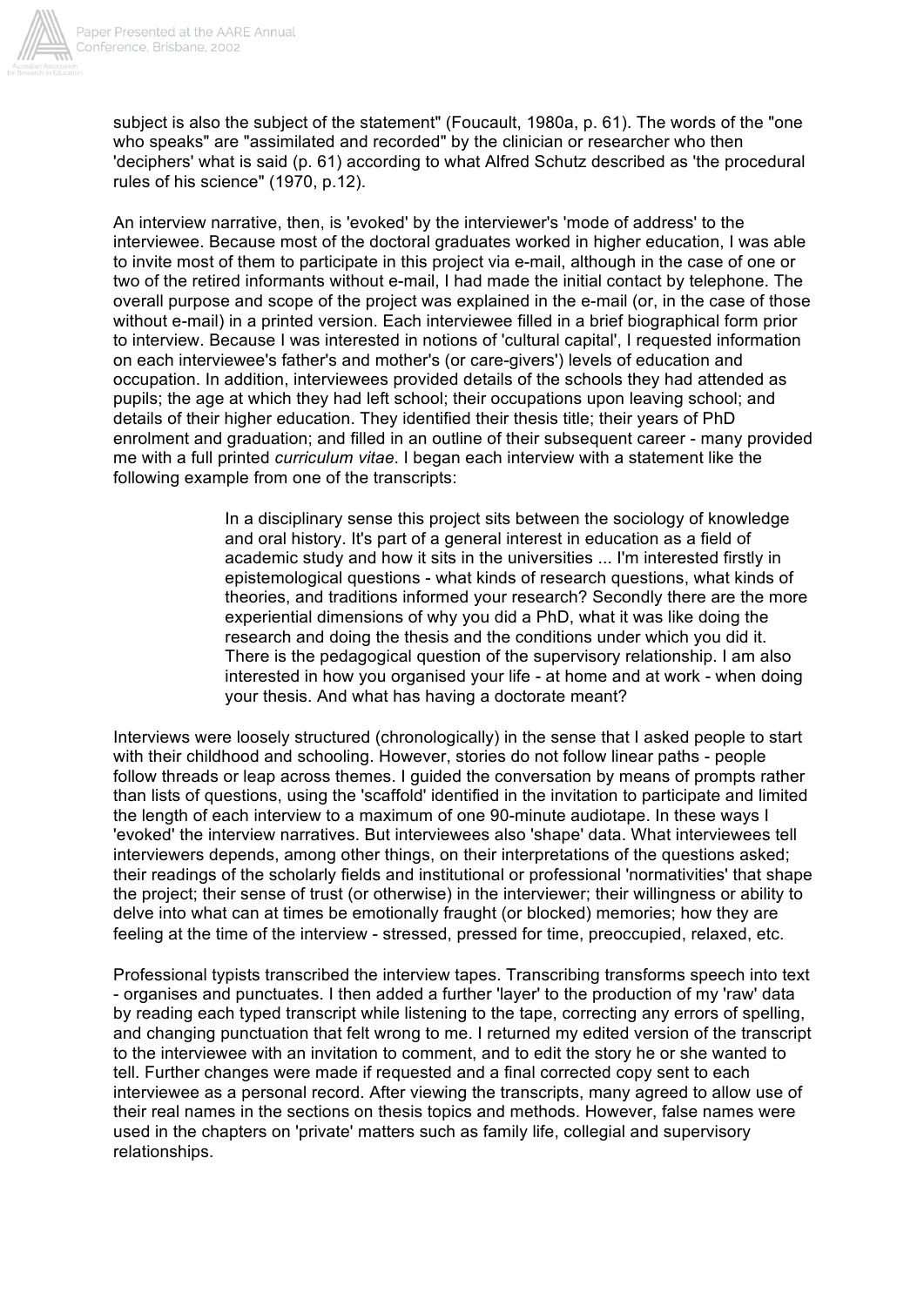subject is also the subject of the statement" (Foucault, 1980a, p. 61). The words of the "one who speaks" are "assimilated and recorded" by the clinician or researcher who then 'deciphers' what is said (p. 61) according to what Alfred Schutz described as 'the procedural rules of his science" (1970, p.12).

An interview narrative, then, is 'evoked' by the interviewer's 'mode of address' to the interviewee. Because most of the doctoral graduates worked in higher education, I was able to invite most of them to participate in this project via e-mail, although in the case of one or two of the retired informants without e-mail, I had made the initial contact by telephone. The overall purpose and scope of the project was explained in the e-mail (or, in the case of those without e-mail) in a printed version. Each interviewee filled in a brief biographical form prior to interview. Because I was interested in notions of 'cultural capital', I requested information on each interviewee's father's and mother's (or care-givers') levels of education and occupation. In addition, interviewees provided details of the schools they had attended as pupils; the age at which they had left school; their occupations upon leaving school; and details of their higher education. They identified their thesis title; their years of PhD enrolment and graduation; and filled in an outline of their subsequent career - many provided me with a full printed *curriculum vitae*. I began each interview with a statement like the following example from one of the transcripts:

> In a disciplinary sense this project sits between the sociology of knowledge and oral history. It's part of a general interest in education as a field of academic study and how it sits in the universities ... I'm interested firstly in epistemological questions - what kinds of research questions, what kinds of theories, and traditions informed your research? Secondly there are the more experiential dimensions of why you did a PhD, what it was like doing the research and doing the thesis and the conditions under which you did it. There is the pedagogical question of the supervisory relationship. I am also interested in how you organised your life - at home and at work - when doing your thesis. And what has having a doctorate meant?

Interviews were loosely structured (chronologically) in the sense that I asked people to start with their childhood and schooling. However, stories do not follow linear paths - people follow threads or leap across themes. I guided the conversation by means of prompts rather than lists of questions, using the 'scaffold' identified in the invitation to participate and limited the length of each interview to a maximum of one 90-minute audiotape. In these ways I 'evoked' the interview narratives. But interviewees also 'shape' data. What interviewees tell interviewers depends, among other things, on their interpretations of the questions asked; their readings of the scholarly fields and institutional or professional 'normativities' that shape the project; their sense of trust (or otherwise) in the interviewer; their willingness or ability to delve into what can at times be emotionally fraught (or blocked) memories; how they are feeling at the time of the interview - stressed, pressed for time, preoccupied, relaxed, etc.

Professional typists transcribed the interview tapes. Transcribing transforms speech into text - organises and punctuates. I then added a further 'layer' to the production of my 'raw' data by reading each typed transcript while listening to the tape, correcting any errors of spelling, and changing punctuation that felt wrong to me. I returned my edited version of the transcript to the interviewee with an invitation to comment, and to edit the story he or she wanted to tell. Further changes were made if requested and a final corrected copy sent to each interviewee as a personal record. After viewing the transcripts, many agreed to allow use of their real names in the sections on thesis topics and methods. However, false names were used in the chapters on 'private' matters such as family life, collegial and supervisory relationships.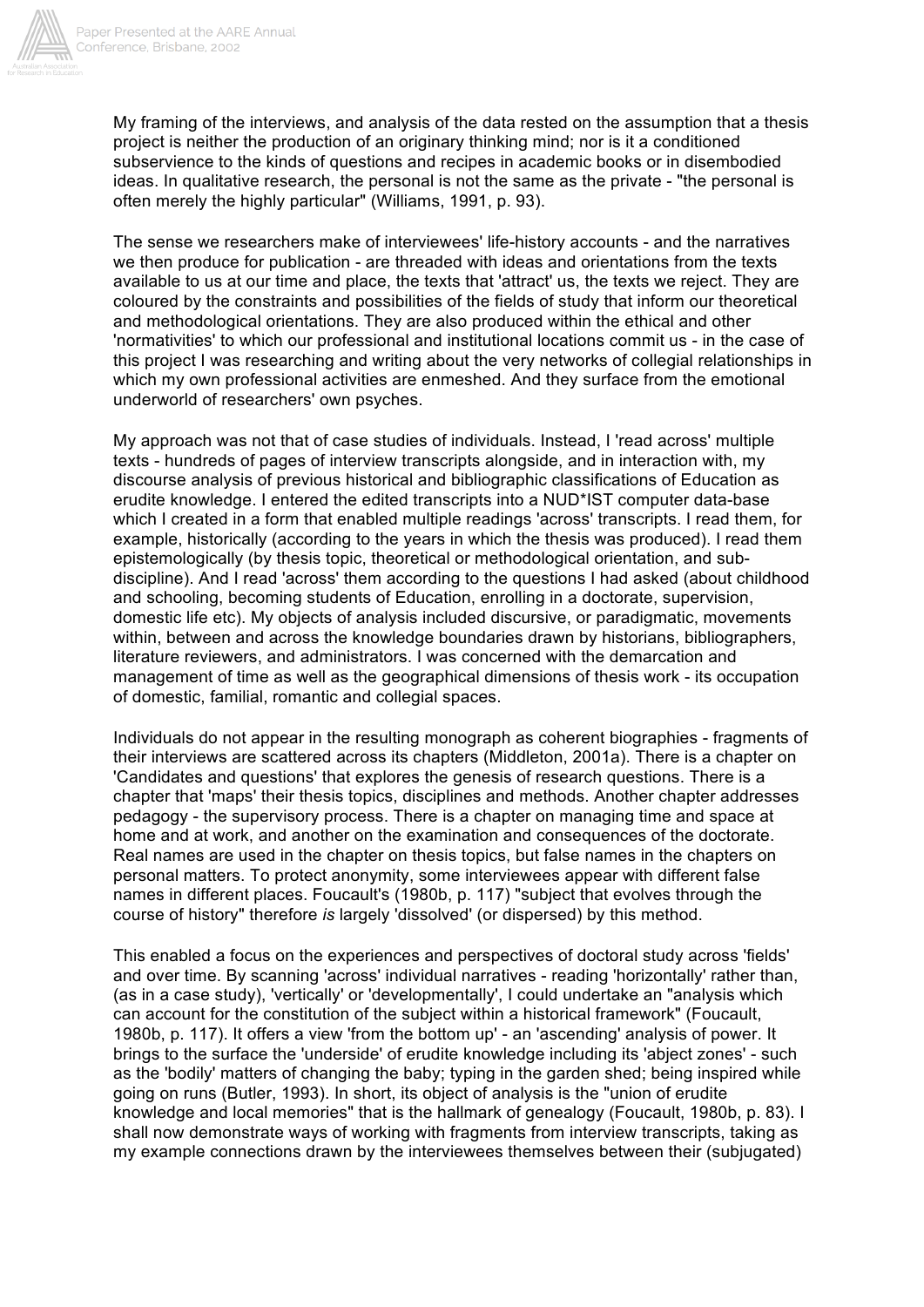My framing of the interviews, and analysis of the data rested on the assumption that a thesis project is neither the production of an originary thinking mind; nor is it a conditioned subservience to the kinds of questions and recipes in academic books or in disembodied ideas. In qualitative research, the personal is not the same as the private - "the personal is often merely the highly particular" (Williams, 1991, p. 93).

The sense we researchers make of interviewees' life-history accounts - and the narratives we then produce for publication - are threaded with ideas and orientations from the texts available to us at our time and place, the texts that 'attract' us, the texts we reject. They are coloured by the constraints and possibilities of the fields of study that inform our theoretical and methodological orientations. They are also produced within the ethical and other 'normativities' to which our professional and institutional locations commit us - in the case of this project I was researching and writing about the very networks of collegial relationships in which my own professional activities are enmeshed. And they surface from the emotional underworld of researchers' own psyches.

My approach was not that of case studies of individuals. Instead, I 'read across' multiple texts - hundreds of pages of interview transcripts alongside, and in interaction with, my discourse analysis of previous historical and bibliographic classifications of Education as erudite knowledge. I entered the edited transcripts into a NUD*IST computer data-base which I created in a form that enabled multiple readings 'across' transcripts. I read them, for example, historically (according to the years in which the thesis was produced). I read them epistemologically (by thesis topic, theoretical or methodological orientation, and sub-discipline). And I read 'across' them according to the questions I had asked (about childhood and schooling, becoming students of Education, enrolling in a doctorate, supervision, domestic life etc). My objects of analysis included discursive, or paradigmatic, movements within, between and across the knowledge boundaries drawn by historians, bibliographers, literature reviewers, and administrators. I was concerned with the demarcation and management of time as well as the geographical dimensions of thesis work - its occupation of domestic, familial, romantic and collegial spaces.

Individuals do not appear in the resulting monograph as coherent biographies - fragments of their interviews are scattered across its chapters (Middleton, 2001a). There is a chapter on 'Candidates and questions' that explores the genesis of research questions. There is a chapter that 'maps' their thesis topics, disciplines and methods. Another chapter addresses pedagogy - the supervisory process. There is a chapter on managing time and space at home and at work, and another on the examination and consequences of the doctorate. Real names are used in the chapter on thesis topics, but false names in the chapters on personal matters. To protect anonymity, some interviewees appear with different false names in different places. Foucault's (1980b, p. 117) "subject that evolves through the course of history" therefore *is* largely 'dissolved' (or dispersed) by this method.

This enabled a focus on the experiences and perspectives of doctoral study across 'fields' and over time. By scanning 'across' individual narratives - reading 'horizontally' rather than, (as in a case study), 'vertically' or 'developmentally', I could undertake an "analysis which can account for the constitution of the subject within a historical framework" (Foucault, 1980b, p. 117). It offers a view 'from the bottom up' - an 'ascending' analysis of power. It brings to the surface the 'underside' of erudite knowledge including its 'abject zones' - such as the 'bodily' matters of changing the baby; typing in the garden shed; being inspired while going on runs (Butler, 1993). In short, its object of analysis is the "union of erudite knowledge and local memories" that is the hallmark of genealogy (Foucault, 1980b, p. 83). I shall now demonstrate ways of working with fragments from interview transcripts, taking as my example connections drawn by the interviewees themselves between their (subjugated)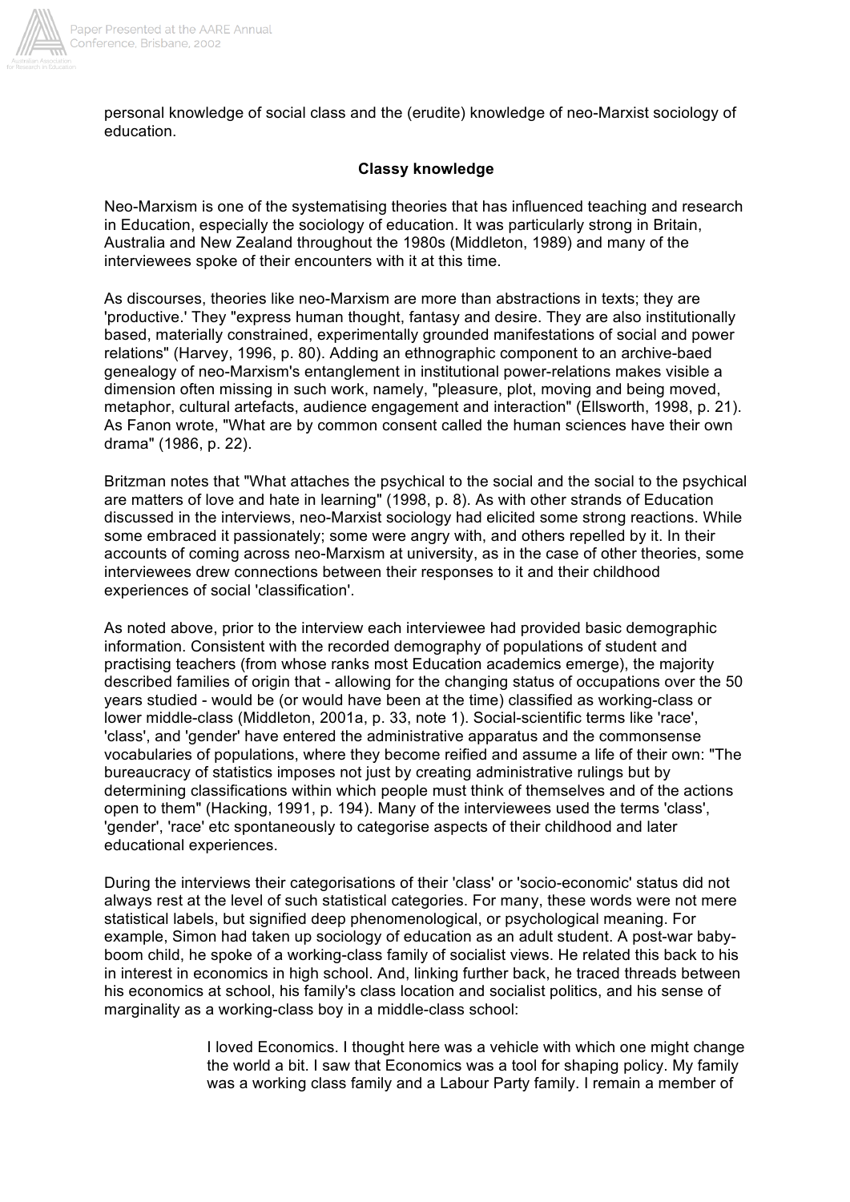personal knowledge of social class and the (erudite) knowledge of neo-Marxist sociology of education.

**Classy knowledge**

Neo-Marxism is one of the systematising theories that has influenced teaching and research in Education, especially the sociology of education. It was particularly strong in Britain, Australia and New Zealand throughout the 1980s (Middleton, 1989) and many of the interviewees spoke of their encounters with it at this time.

As discourses, theories like neo-Marxism are more than abstractions in texts; they are 'productive.' They "express human thought, fantasy and desire. They are also institutionally based, materially constrained, experimentally grounded manifestations of social and power relations" (Harvey, 1996, p. 80). Adding an ethnographic component to an archive-baed genealogy of neo-Marxism's entanglement in institutional power-relations makes visible a dimension often missing in such work, namely, "pleasure, plot, moving and being moved, metaphor, cultural artefacts, audience engagement and interaction" (Ellsworth, 1998, p. 21). As Fanon wrote, "What are by common consent called the human sciences have their own drama" (1986, p. 22).

Britzman notes that "What attaches the psychical to the social and the social to the psychical are matters of love and hate in learning" (1998, p. 8). As with other strands of Education discussed in the interviews, neo-Marxist sociology had elicited some strong reactions. While some embraced it passionately; some were angry with, and others repelled by it. In their accounts of coming across neo-Marxism at university, as in the case of other theories, some interviewees drew connections between their responses to it and their childhood experiences of social 'classification'.

As noted above, prior to the interview each interviewee had provided basic demographic information. Consistent with the recorded demography of populations of student and practising teachers (from whose ranks most Education academics emerge), the majority described families of origin that - allowing for the changing status of occupations over the 50 years studied - would be (or would have been at the time) classified as working-class or lower middle-class (Middleton, 2001a, p. 33, note 1). Social-scientific terms like 'race', 'class', and 'gender' have entered the administrative apparatus and the commonsense vocabularies of populations, where they become reified and assume a life of their own: "The bureaucracy of statistics imposes not just by creating administrative rulings but by determining classifications within which people must think of themselves and of the actions open to them" (Hacking, 1991, p. 194). Many of the interviewees used the terms 'class', 'gender', 'race' etc spontaneously to categorise aspects of their childhood and later educational experiences.

During the interviews their categorisations of their 'class' or 'socio-economic' status did not always rest at the level of such statistical categories. For many, these words were not mere statistical labels, but signified deep phenomenological, or psychological meaning. For example, Simon had taken up sociology of education as an adult student. A post-war baby-boom child, he spoke of a working-class family of socialist views. He related this back to his in interest in economics in high school. And, linking further back, he traced threads between his economics at school, his family's class location and socialist politics, and his sense of marginality as a working-class boy in a middle-class school:

> I loved Economics. I thought here was a vehicle with which one might change the world a bit. I saw that Economics was a tool for shaping policy. My family was a working class family and a Labour Party family. I remain a member of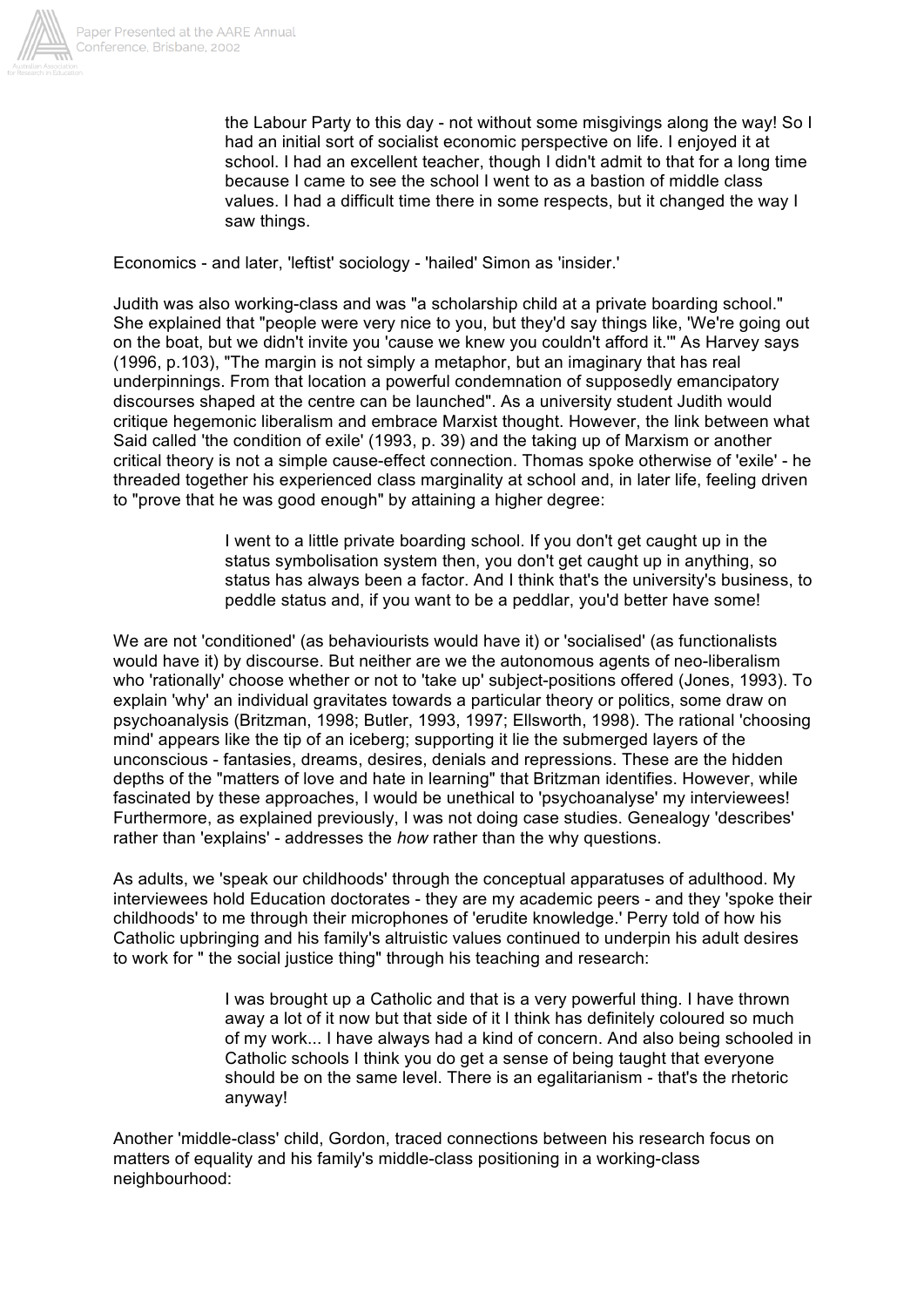> the Labour Party to this day - not without some misgivings along the way! So I had an initial sort of socialist economic perspective on life. I enjoyed it at school. I had an excellent teacher, though I didn't admit to that for a long time because I came to see the school I went to as a bastion of middle class values. I had a difficult time there in some respects, but it changed the way I saw things.

Economics - and later, 'leftist' sociology - 'hailed' Simon as 'insider.'

Judith was also working-class and was "a scholarship child at a private boarding school." She explained that "people were very nice to you, but they'd say things like, 'We're going out on the boat, but we didn't invite you 'cause we knew you couldn't afford it.'" As Harvey says (1996, p.103), "The margin is not simply a metaphor, but an imaginary that has real underpinnings. From that location a powerful condemnation of supposedly emancipatory discourses shaped at the centre can be launched". As a university student Judith would critique hegemonic liberalism and embrace Marxist thought. However, the link between what Said called 'the condition of exile' (1993, p. 39) and the taking up of Marxism or another critical theory is not a simple cause-effect connection. Thomas spoke otherwise of 'exile' - he threaded together his experienced class marginality at school and, in later life, feeling driven to "prove that he was good enough" by attaining a higher degree:

> I went to a little private boarding school. If you don't get caught up in the status symbolisation system then, you don't get caught up in anything, so status has always been a factor. And I think that's the university's business, to peddle status and, if you want to be a peddlar, you'd better have some!

We are not 'conditioned' (as behaviourists would have it) or 'socialised' (as functionalists would have it) by discourse. But neither are we the autonomous agents of neo-liberalism who 'rationally' choose whether or not to 'take up' subject-positions offered (Jones, 1993). To explain 'why' an individual gravitates towards a particular theory or politics, some draw on psychoanalysis (Britzman, 1998; Butler, 1993, 1997; Ellsworth, 1998). The rational 'choosing mind' appears like the tip of an iceberg; supporting it lie the submerged layers of the unconscious - fantasies, dreams, desires, denials and repressions. These are the hidden depths of the "matters of love and hate in learning" that Britzman identifies. However, while fascinated by these approaches, I would be unethical to 'psychoanalyse' my interviewees! Furthermore, as explained previously, I was not doing case studies. Genealogy 'describes' rather than 'explains' - addresses the *how* rather than the why questions.

As adults, we 'speak our childhoods' through the conceptual apparatuses of adulthood. My interviewees hold Education doctorates - they are my academic peers - and they 'spoke their childhoods' to me through their microphones of 'erudite knowledge.' Perry told of how his Catholic upbringing and his family's altruistic values continued to underpin his adult desires to work for " the social justice thing" through his teaching and research:

> I was brought up a Catholic and that is a very powerful thing. I have thrown away a lot of it now but that side of it I think has definitely coloured so much of my work... I have always had a kind of concern. And also being schooled in Catholic schools I think you do get a sense of being taught that everyone should be on the same level. There is an egalitarianism - that's the rhetoric anyway!

Another 'middle-class' child, Gordon, traced connections between his research focus on matters of equality and his family's middle-class positioning in a working-class neighbourhood: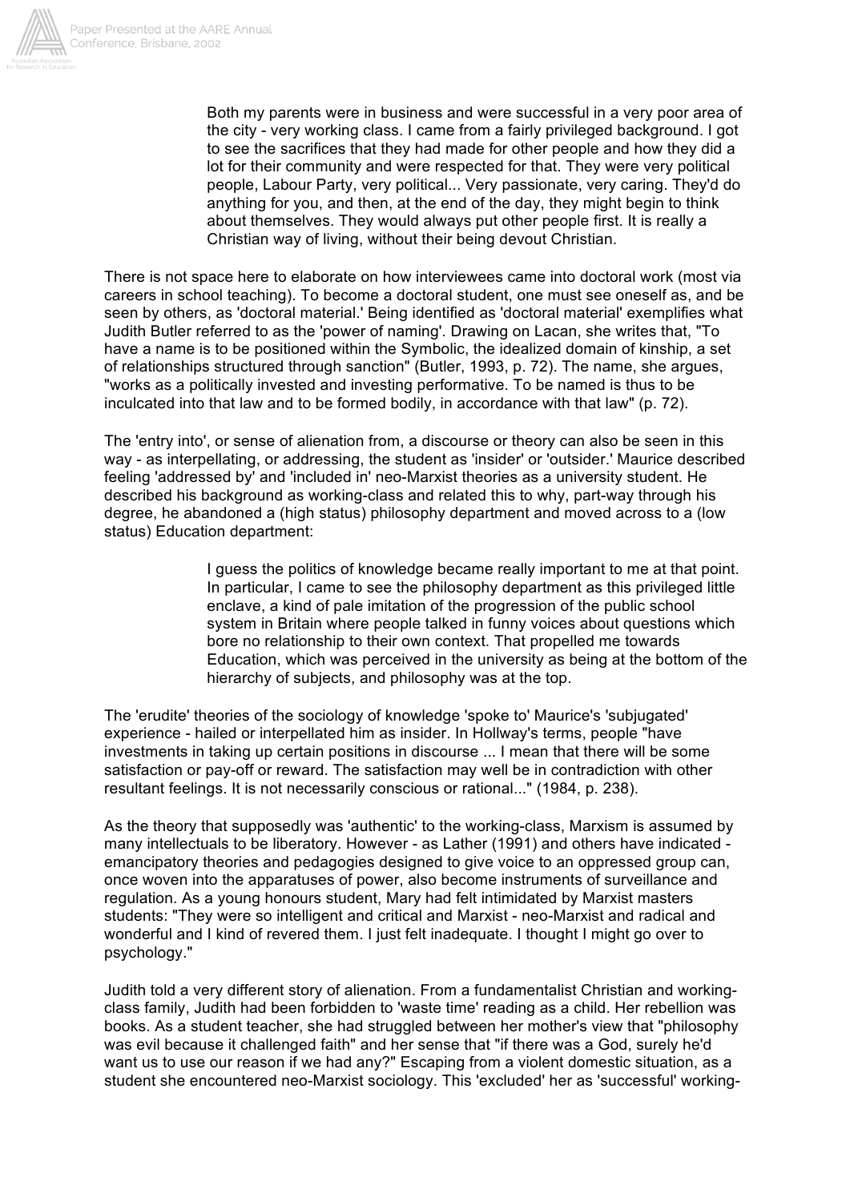> Both my parents were in business and were successful in a very poor area of the city - very working class. I came from a fairly privileged background. I got to see the sacrifices that they had made for other people and how they did a lot for their community and were respected for that. They were very political people, Labour Party, very political... Very passionate, very caring. They'd do anything for you, and then, at the end of the day, they might begin to think about themselves. They would always put other people first. It is really a Christian way of living, without their being devout Christian.

There is not space here to elaborate on how interviewees came into doctoral work (most via careers in school teaching). To become a doctoral student, one must see oneself as, and be seen by others, as 'doctoral material.' Being identified as 'doctoral material' exemplifies what Judith Butler referred to as the 'power of naming'. Drawing on Lacan, she writes that, "To have a name is to be positioned within the Symbolic, the idealized domain of kinship, a set of relationships structured through sanction" (Butler, 1993, p. 72). The name, she argues, "works as a politically invested and investing performative. To be named is thus to be inculcated into that law and to be formed bodily, in accordance with that law" (p. 72).

The 'entry into', or sense of alienation from, a discourse or theory can also be seen in this way - as interpellating, or addressing, the student as 'insider' or 'outsider.' Maurice described feeling 'addressed by' and 'included in' neo-Marxist theories as a university student. He described his background as working-class and related this to why, part-way through his degree, he abandoned a (high status) philosophy department and moved across to a (low status) Education department:

> I guess the politics of knowledge became really important to me at that point. In particular, I came to see the philosophy department as this privileged little enclave, a kind of pale imitation of the progression of the public school system in Britain where people talked in funny voices about questions which bore no relationship to their own context. That propelled me towards Education, which was perceived in the university as being at the bottom of the hierarchy of subjects, and philosophy was at the top.

The 'erudite' theories of the sociology of knowledge 'spoke to' Maurice's 'subjugated' experience - hailed or interpellated him as insider. In Hollway's terms, people "have investments in taking up certain positions in discourse ... I mean that there will be some satisfaction or pay-off or reward. The satisfaction may well be in contradiction with other resultant feelings. It is not necessarily conscious or rational..." (1984, p. 238).

As the theory that supposedly was 'authentic' to the working-class, Marxism is assumed by many intellectuals to be liberatory. However - as Lather (1991) and others have indicated - emancipatory theories and pedagogies designed to give voice to an oppressed group can, once woven into the apparatuses of power, also become instruments of surveillance and regulation. As a young honours student, Mary had felt intimidated by Marxist masters students: "They were so intelligent and critical and Marxist - neo-Marxist and radical and wonderful and I kind of revered them. I just felt inadequate. I thought I might go over to psychology."

Judith told a very different story of alienation. From a fundamentalist Christian and working-class family, Judith had been forbidden to 'waste time' reading as a child. Her rebellion was books. As a student teacher, she had struggled between her mother's view that "philosophy was evil because it challenged faith" and her sense that "if there was a God, surely he'd want us to use our reason if we had any?" Escaping from a violent domestic situation, as a student she encountered neo-Marxist sociology. This 'excluded' her as 'successful' working-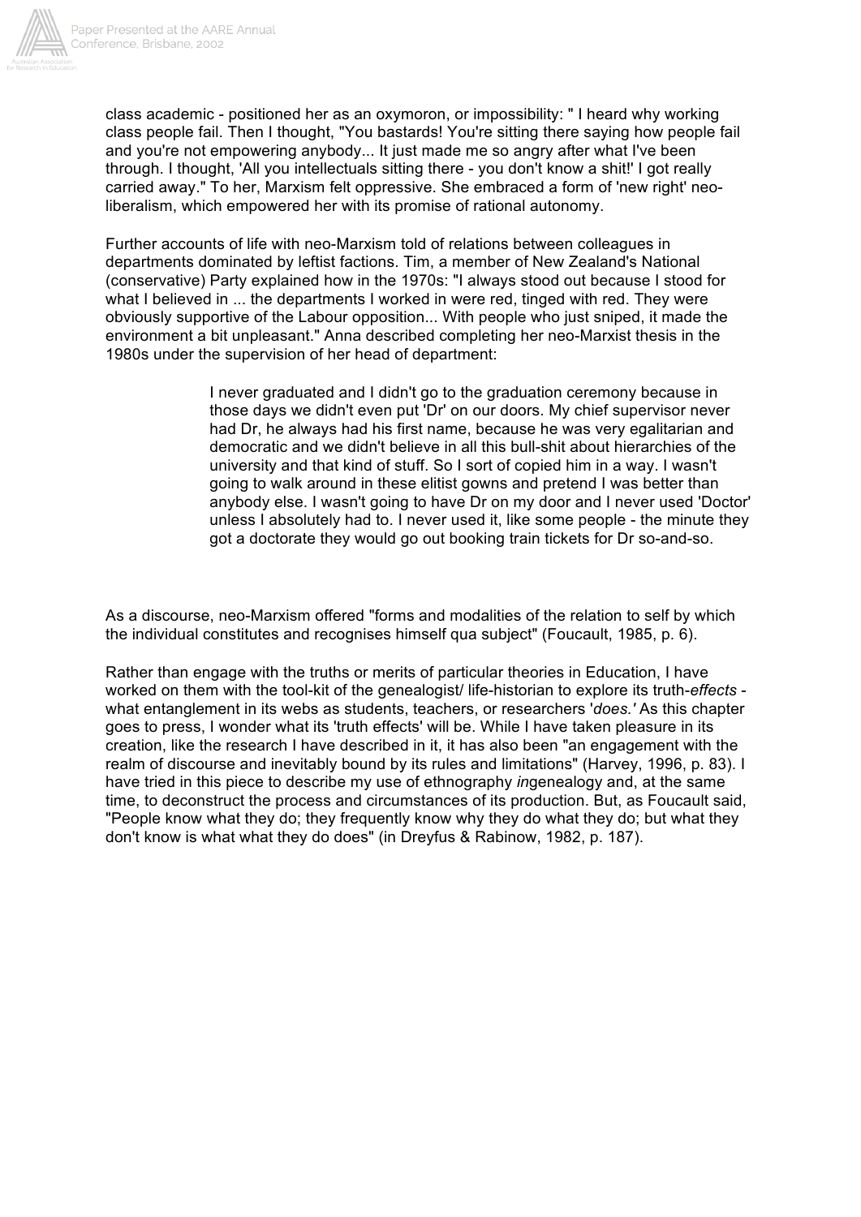class academic - positioned her as an oxymoron, or impossibility: " I heard why working class people fail. Then I thought, "You bastards! You're sitting there saying how people fail and you're not empowering anybody... It just made me so angry after what I've been through. I thought, 'All you intellectuals sitting there - you don't know a shit!' I got really carried away." To her, Marxism felt oppressive. She embraced a form of 'new right' neo-liberalism, which empowered her with its promise of rational autonomy.

Further accounts of life with neo-Marxism told of relations between colleagues in departments dominated by leftist factions. Tim, a member of New Zealand's National (conservative) Party explained how in the 1970s: "I always stood out because I stood for what I believed in ... the departments I worked in were red, tinged with red. They were obviously supportive of the Labour opposition... With people who just sniped, it made the environment a bit unpleasant." Anna described completing her neo-Marxist thesis in the 1980s under the supervision of her head of department:

> I never graduated and I didn't go to the graduation ceremony because in those days we didn't even put 'Dr' on our doors. My chief supervisor never had Dr, he always had his first name, because he was very egalitarian and democratic and we didn't believe in all this bull-shit about hierarchies of the university and that kind of stuff. So I sort of copied him in a way. I wasn't going to walk around in these elitist gowns and pretend I was better than anybody else. I wasn't going to have Dr on my door and I never used 'Doctor' unless I absolutely had to. I never used it, like some people - the minute they got a doctorate they would go out booking train tickets for Dr so-and-so.

As a discourse, neo-Marxism offered "forms and modalities of the relation to self by which the individual constitutes and recognises himself qua subject" (Foucault, 1985, p. 6).

Rather than engage with the truths or merits of particular theories in Education, I have worked on them with the tool-kit of the genealogist/ life-historian to explore its truth-*effects* - what entanglement in its webs as students, teachers, or researchers '*does.*' As this chapter goes to press, I wonder what its 'truth effects' will be. While I have taken pleasure in its creation, like the research I have described in it, it has also been "an engagement with the realm of discourse and inevitably bound by its rules and limitations" (Harvey, 1996, p. 83). I have tried in this piece to describe my use of ethnography *in*genealogy and, at the same time, to deconstruct the process and circumstances of its production. But, as Foucault said, "People know what they do; they frequently know why they do what they do; but what they don't know is what what they do does" (in Dreyfus & Rabinow, 1982, p. 187).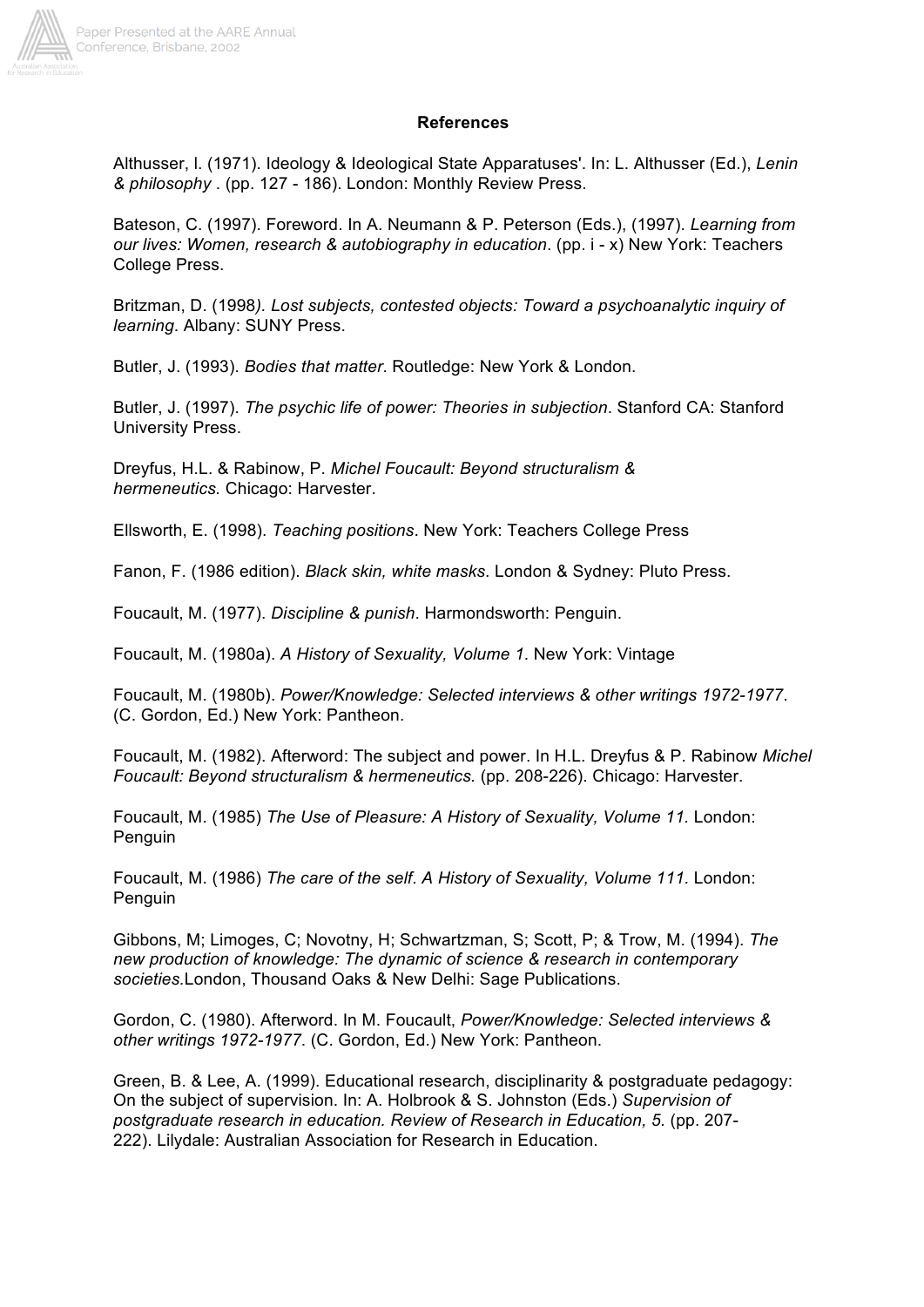**References**

Althusser, l. (1971). Ideology & Ideological State Apparatuses'. In: L. Althusser (Ed.), *Lenin & philosophy* . (pp. 127 - 186). London: Monthly Review Press.

Bateson, C. (1997). Foreword. In A. Neumann & P. Peterson (Eds.), (1997). *Learning from our lives: Women, research & autobiography in education*. (pp. i - x) New York: Teachers College Press.

Britzman, D. (1998*). Lost subjects, contested objects: Toward a psychoanalytic inquiry of learning*. Albany: SUNY Press.

Butler, J. (1993). *Bodies that matter*. Routledge: New York & London.

Butler, J. (1997). *The psychic life of power: Theories in subjection*. Stanford CA: Stanford University Press.

Dreyfus, H.L. & Rabinow, P. *Michel Foucault: Beyond structuralism & hermeneutics.* Chicago: Harvester.

Ellsworth, E. (1998). *Teaching positions*. New York: Teachers College Press

Fanon, F. (1986 edition). *Black skin, white masks*. London & Sydney: Pluto Press.

Foucault, M. (1977). *Discipline & punish*. Harmondsworth: Penguin.

Foucault, M. (1980a). *A History of Sexuality, Volume 1*. New York: Vintage

Foucault, M. (1980b). *Power/Knowledge: Selected interviews & other writings 1972-1977*. (C. Gordon, Ed.) New York: Pantheon.

Foucault, M. (1982). Afterword: The subject and power. In H.L. Dreyfus & P. Rabinow *Michel Foucault: Beyond structuralism & hermeneutics.* (pp. 208-226). Chicago: Harvester.

Foucault, M. (1985) *The Use of Pleasure: A History of Sexuality, Volume 11*. London: Penguin

Foucault, M. (1986) *The care of the self*. *A History of Sexuality, Volume 111*. London: Penguin

Gibbons, M; Limoges, C; Novotny, H; Schwartzman, S; Scott, P; & Trow, M. (1994). *The new production of knowledge: The dynamic of science & research in contemporary societies.*London, Thousand Oaks & New Delhi: Sage Publications.

Gordon, C. (1980). Afterword. In M. Foucault, *Power/Knowledge: Selected interviews & other writings 1972-1977*. (C. Gordon, Ed.) New York: Pantheon.

Green, B. & Lee, A. (1999). Educational research, disciplinarity & postgraduate pedagogy: On the subject of supervision. In: A. Holbrook & S. Johnston (Eds.) *Supervision of postgraduate research in education. Review of Research in Education, 5*. (pp. 207-222). Lilydale: Australian Association for Research in Education.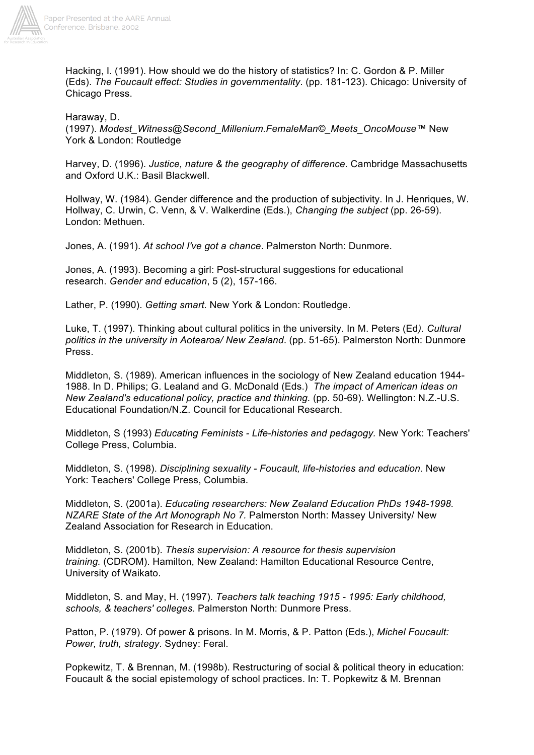Hacking, I. (1991). How should we do the history of statistics? In: C. Gordon & P. Miller (Eds). *The Foucault effect: Studies in governmentality*. (pp. 181-123). Chicago: University of Chicago Press.

Haraway, D. (1997). *Modest_Witness@Second_Millenium.FemaleMan©_Meets_OncoMouse*™ New York & London: Routledge

Harvey, D. (1996). *Justice, nature & the geography of difference.* Cambridge Massachusetts and Oxford U.K.: Basil Blackwell.

Hollway, W. (1984). Gender difference and the production of subjectivity. In J. Henriques, W. Hollway, C. Urwin, C. Venn, & V. Walkerdine (Eds.), *Changing the subject* (pp. 26-59). London: Methuen.

Jones, A. (1991). *At school I've got a chance*. Palmerston North: Dunmore.

Jones, A. (1993). Becoming a girl: Post-structural suggestions for educational research. *Gender and education*, 5 (2), 157-166.

Lather, P. (1990). *Getting smart.* New York & London: Routledge.

Luke, T. (1997). Thinking about cultural politics in the university. In M. Peters (Ed*). Cultural politics in the university in Aotearoa/ New Zealand*. (pp. 51-65). Palmerston North: Dunmore Press.

Middleton, S. (1989). American influences in the sociology of New Zealand education 1944-1988. In D. Philips; G. Lealand and G. McDonald (Eds.) *The impact of American ideas on New Zealand's educational policy, practice and thinking.* (pp. 50-69). Wellington: N.Z.-U.S. Educational Foundation/N.Z. Council for Educational Research.

Middleton, S (1993) *Educating Feminists - Life-histories and pedagogy.* New York: Teachers' College Press, Columbia.

Middleton, S. (1998). *Disciplining sexuality - Foucault, life-histories and education.* New York: Teachers' College Press, Columbia.

Middleton, S. (2001a). *Educating researchers: New Zealand Education PhDs 1948-1998. NZARE State of the Art Monograph No 7.* Palmerston North: Massey University/ New Zealand Association for Research in Education.

Middleton, S. (2001b). *Thesis supervision: A resource for thesis supervision training.* (CDROM). Hamilton, New Zealand: Hamilton Educational Resource Centre, University of Waikato.

Middleton, S. and May, H. (1997). *Teachers talk teaching 1915 - 1995: Early childhood, schools, & teachers' colleges.* Palmerston North: Dunmore Press.

Patton, P. (1979). Of power & prisons. In M. Morris, & P. Patton (Eds.), *Michel Foucault: Power, truth, strategy*. Sydney: Feral.

Popkewitz, T. & Brennan, M. (1998b). Restructuring of social & political theory in education: Foucault & the social epistemology of school practices. In: T. Popkewitz & M. Brennan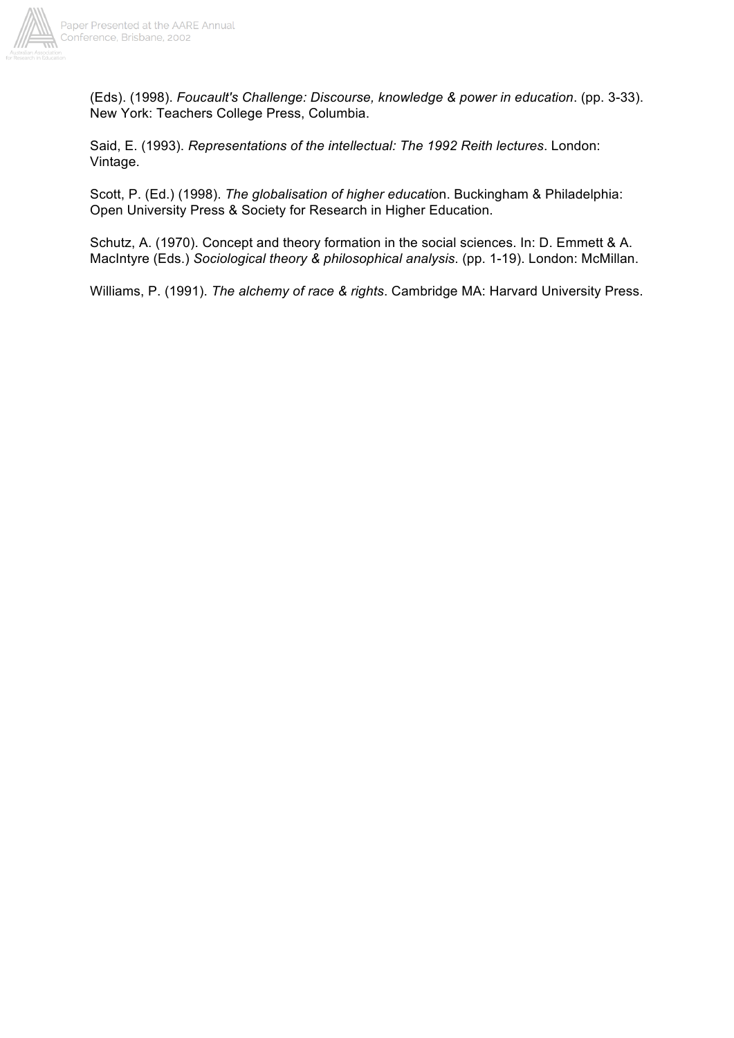(Eds). (1998). *Foucault's Challenge: Discourse, knowledge & power in education*. (pp. 3-33). New York: Teachers College Press, Columbia.

Said, E. (1993). *Representations of the intellectual: The 1992 Reith lectures*. London: Vintage.

Scott, P. (Ed.) (1998). *The globalisation of higher education*. Buckingham & Philadelphia: Open University Press & Society for Research in Higher Education.

Schutz, A. (1970). Concept and theory formation in the social sciences. In: D. Emmett & A. MacIntyre (Eds.) *Sociological theory & philosophical analysis*. (pp. 1-19). London: McMillan.

Williams, P. (1991). *The alchemy of race & rights*. Cambridge MA: Harvard University Press.